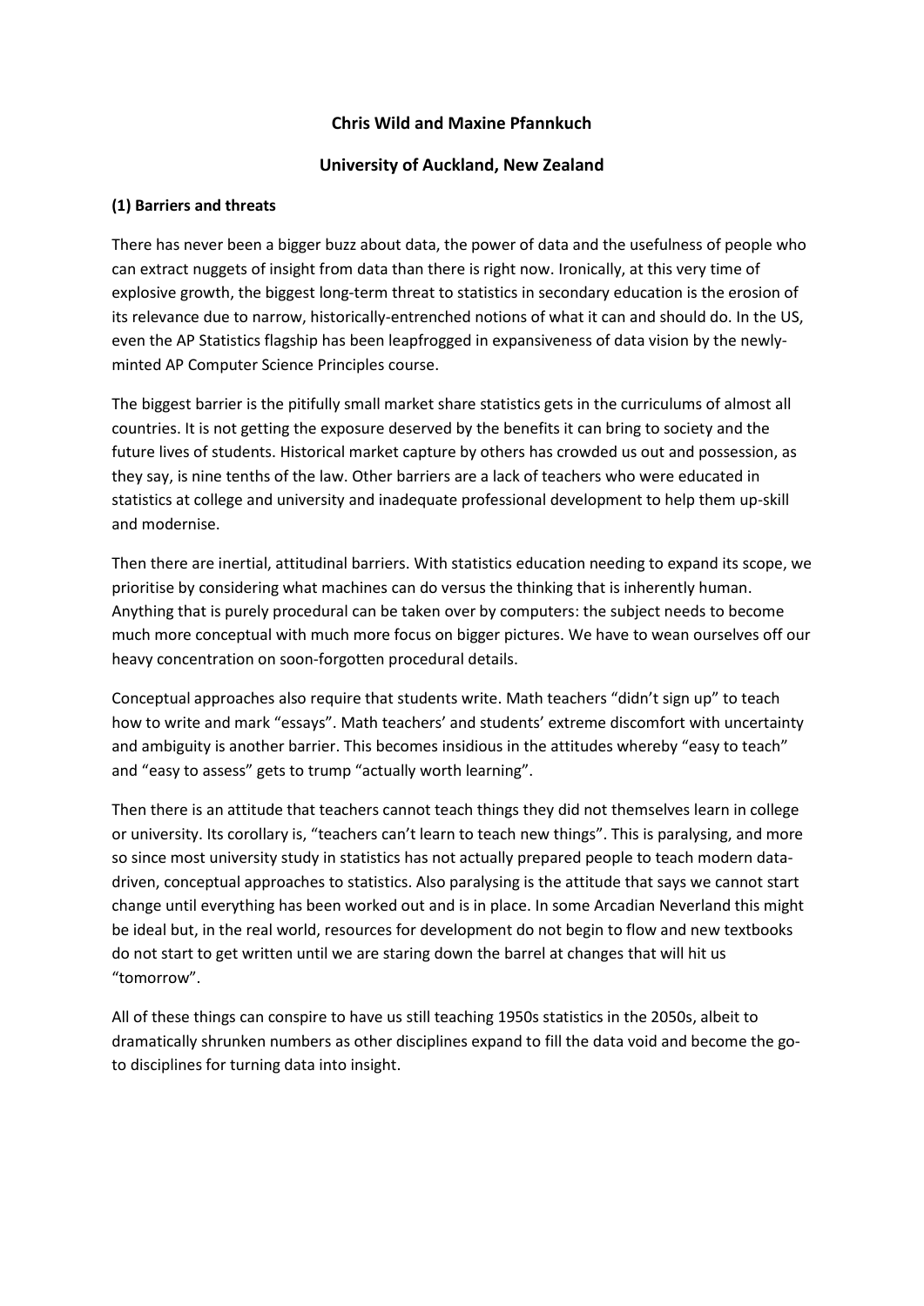**Chris Wild and Maxine Pfannkuch**

**University of Auckland, New Zealand**

**(1) Barriers and threats**

There has never been a bigger buzz about data, the power of data and the usefulness of people who can extract nuggets of insight from data than there is right now. Ironically, at this very time of explosive growth, the biggest long-term threat to statistics in secondary education is the erosion of its relevance due to narrow, historically-entrenched notions of what it can and should do. In the US, even the AP Statistics flagship has been leapfrogged in expansiveness of data vision by the newly-minted AP Computer Science Principles course.

The biggest barrier is the pitifully small market share statistics gets in the curriculums of almost all countries. It is not getting the exposure deserved by the benefits it can bring to society and the future lives of students. Historical market capture by others has crowded us out and possession, as they say, is nine tenths of the law. Other barriers are a lack of teachers who were educated in statistics at college and university and inadequate professional development to help them up-skill and modernise.

Then there are inertial, attitudinal barriers. With statistics education needing to expand its scope, we prioritise by considering what machines can do versus the thinking that is inherently human. Anything that is purely procedural can be taken over by computers: the subject needs to become much more conceptual with much more focus on bigger pictures. We have to wean ourselves off our heavy concentration on soon-forgotten procedural details.

Conceptual approaches also require that students write. Math teachers "didn't sign up" to teach how to write and mark "essays". Math teachers' and students' extreme discomfort with uncertainty and ambiguity is another barrier. This becomes insidious in the attitudes whereby "easy to teach" and "easy to assess" gets to trump "actually worth learning".

Then there is an attitude that teachers cannot teach things they did not themselves learn in college or university. Its corollary is, "teachers can't learn to teach new things". This is paralysing, and more so since most university study in statistics has not actually prepared people to teach modern data-driven, conceptual approaches to statistics. Also paralysing is the attitude that says we cannot start change until everything has been worked out and is in place. In some Arcadian Neverland this might be ideal but, in the real world, resources for development do not begin to flow and new textbooks do not start to get written until we are staring down the barrel at changes that will hit us "tomorrow".

All of these things can conspire to have us still teaching 1950s statistics in the 2050s, albeit to dramatically shrunken numbers as other disciplines expand to fill the data void and become the go-to disciplines for turning data into insight.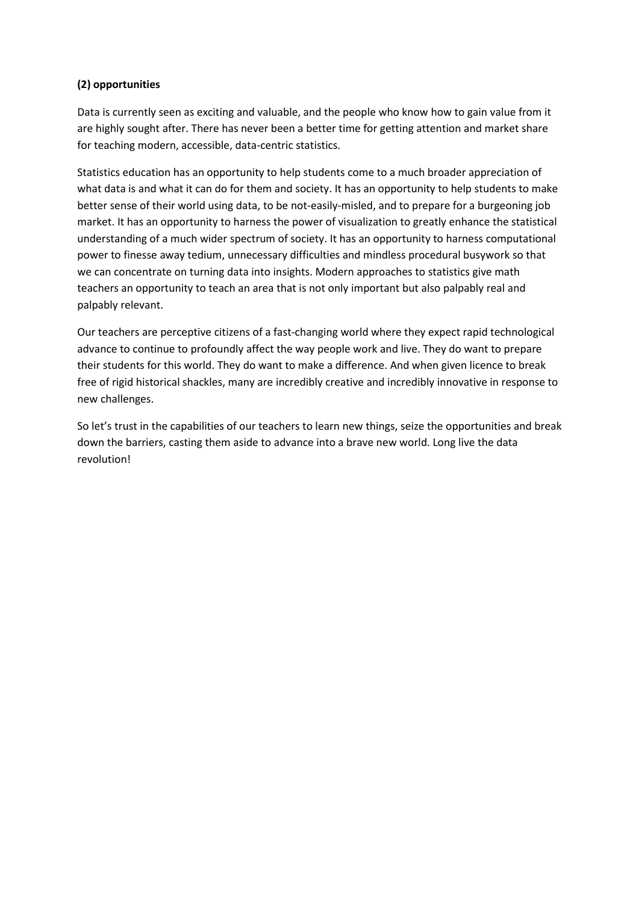**(2) opportunities**

Data is currently seen as exciting and valuable, and the people who know how to gain value from it are highly sought after. There has never been a better time for getting attention and market share for teaching modern, accessible, data-centric statistics.

Statistics education has an opportunity to help students come to a much broader appreciation of what data is and what it can do for them and society. It has an opportunity to help students to make better sense of their world using data, to be not-easily-misled, and to prepare for a burgeoning job market. It has an opportunity to harness the power of visualization to greatly enhance the statistical understanding of a much wider spectrum of society. It has an opportunity to harness computational power to finesse away tedium, unnecessary difficulties and mindless procedural busywork so that we can concentrate on turning data into insights. Modern approaches to statistics give math teachers an opportunity to teach an area that is not only important but also palpably real and palpably relevant.

Our teachers are perceptive citizens of a fast-changing world where they expect rapid technological advance to continue to profoundly affect the way people work and live. They do want to prepare their students for this world. They do want to make a difference. And when given licence to break free of rigid historical shackles, many are incredibly creative and incredibly innovative in response to new challenges.

So let's trust in the capabilities of our teachers to learn new things, seize the opportunities and break down the barriers, casting them aside to advance into a brave new world. Long live the data revolution!